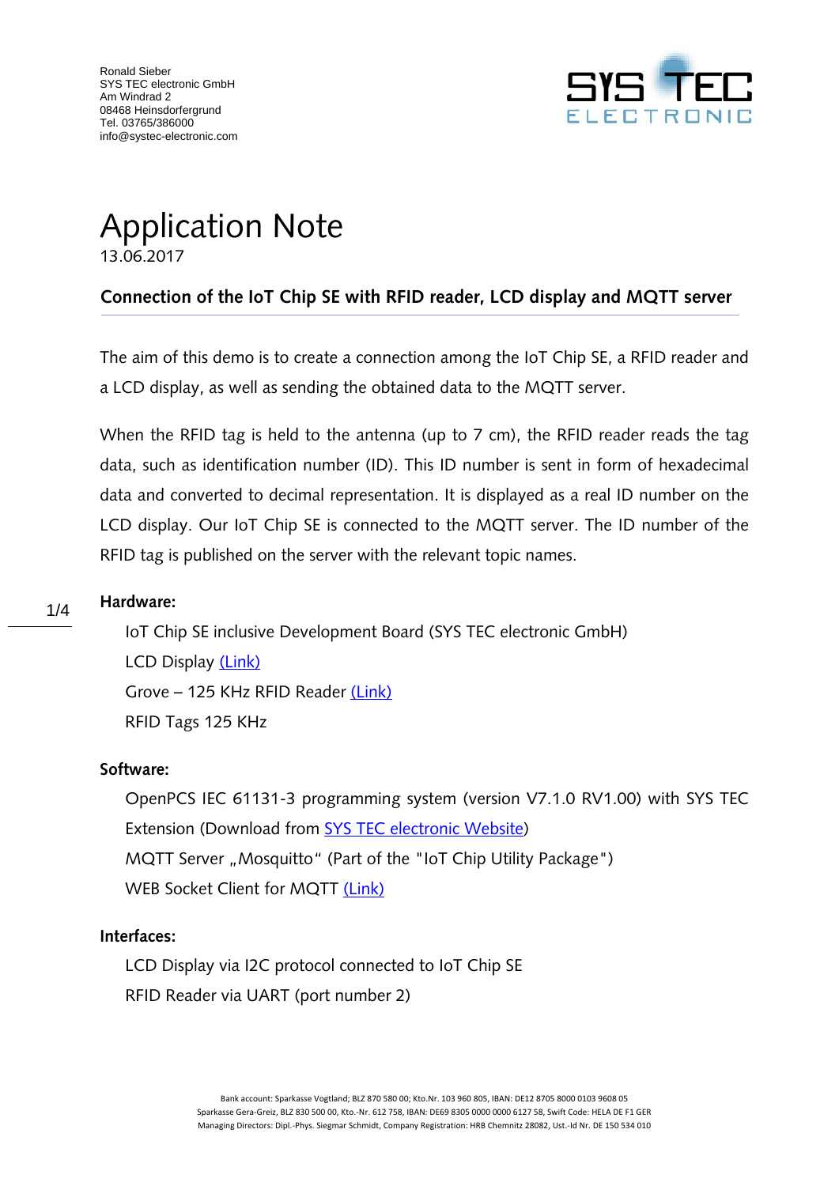Ronald Sieber
SYS TEC electronic GmbH
Am Windrad 2
08468 Heinsdorfergrund
Tel. 03765/386000
info@systec-electronic.com

# Application Note

13.06.2017

## Connection of the IoT Chip SE with RFID reader, LCD display and MQTT server

The aim of this demo is to create a connection among the IoT Chip SE, a RFID reader and a LCD display, as well as sending the obtained data to the MQTT server.

When the RFID tag is held to the antenna (up to 7 cm), the RFID reader reads the tag data, such as identification number (ID). This ID number is sent in form of hexadecimal data and converted to decimal representation. It is displayed as a real ID number on the LCD display. Our IoT Chip SE is connected to the MQTT server. The ID number of the RFID tag is published on the server with the relevant topic names.

**Hardware:**

IoT Chip SE inclusive Development Board (SYS TEC electronic GmbH)
LCD Display (Link)
Grove – 125 KHz RFID Reader (Link)
RFID Tags 125 KHz

**Software:**

OpenPCS IEC 61131-3 programming system (version V7.1.0 RV1.00) with SYS TEC Extension (Download from SYS TEC electronic Website)
MQTT Server „Mosquitto" (Part of the "IoT Chip Utility Package")
WEB Socket Client for MQTT (Link)

**Interfaces:**

LCD Display via I2C protocol connected to IoT Chip SE
RFID Reader via UART (port number 2)

Bank account: Sparkasse Vogtland; BLZ 870 580 00; Kto.Nr. 103 960 805, IBAN: DE12 8705 8000 0103 9608 05
Sparkasse Gera-Greiz, BLZ 830 500 00, Kto.-Nr. 612 758, IBAN: DE69 8305 0000 0000 6127 58, Swift Code: HELA DE F1 GER
Managing Directors: Dipl.-Phys. Siegmar Schmidt, Company Registration: HRB Chemnitz 28082, Ust.-Id Nr. DE 150 534 010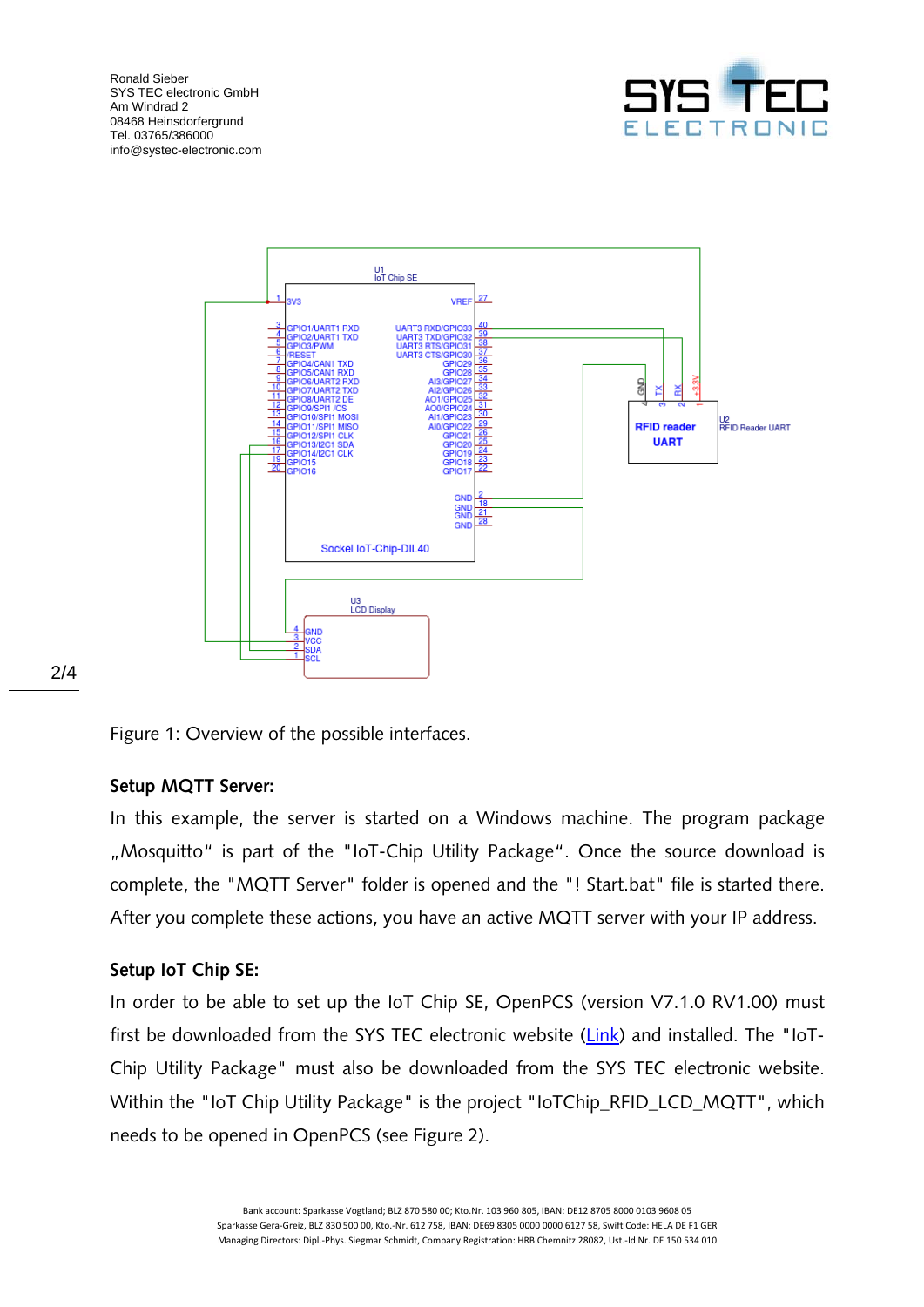Ronald Sieber
SYS TEC electronic GmbH
Am Windrad 2
08468 Heinsdorfergrund
Tel. 03765/386000
info@systec-electronic.com

Figure 1: Overview of the possible interfaces.

**Setup MQTT Server:**

In this example, the server is started on a Windows machine. The program package „Mosquitto“ is part of the "IoT-Chip Utility Package“. Once the source download is complete, the "MQTT Server" folder is opened and the "! Start.bat" file is started there. After you complete these actions, you have an active MQTT server with your IP address.

**Setup IoT Chip SE:**

In order to be able to set up the IoT Chip SE, OpenPCS (version V7.1.0 RV1.00) must first be downloaded from the SYS TEC electronic website (Link) and installed. The "IoT-Chip Utility Package" must also be downloaded from the SYS TEC electronic website. Within the "IoT Chip Utility Package" is the project "IoTChip_RFID_LCD_MQTT", which needs to be opened in OpenPCS (see Figure 2).

Bank account: Sparkasse Vogtland; BLZ 870 580 00; Kto.Nr. 103 960 805, IBAN: DE12 8705 8000 0103 9608 05
Sparkasse Gera-Greiz, BLZ 830 500 00, Kto.-Nr. 612 758, IBAN: DE69 8305 0000 0000 6127 58, Swift Code: HELA DE F1 GER
Managing Directors: Dipl.-Phys. Siegmar Schmidt, Company Registration: HRB Chemnitz 28082, Ust.-Id Nr. DE 150 534 010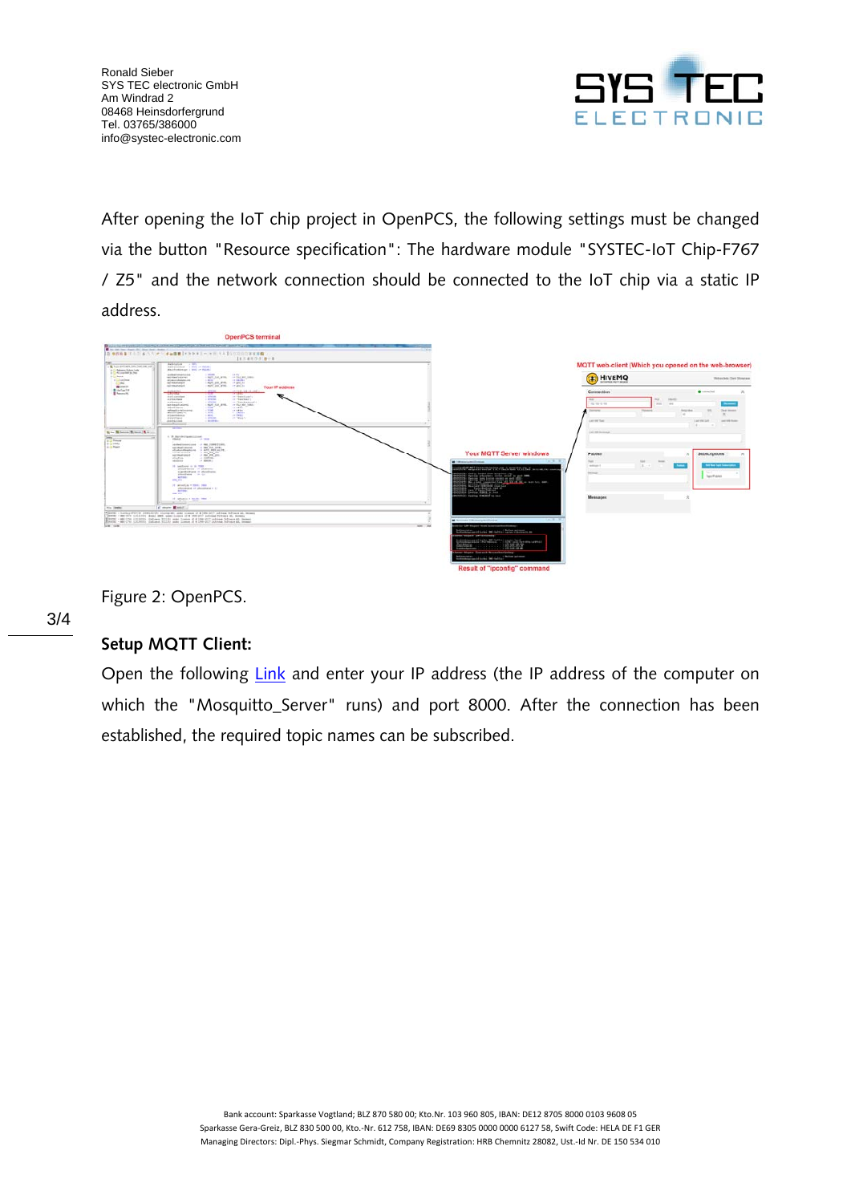After opening the IoT chip project in OpenPCS, the following settings must be changed via the button "Resource specification": The hardware module "SYSTEC-IoT Chip-F767 / Z5" and the network connection should be connected to the IoT chip via a static IP address.

Figure 2: OpenPCS.

**Setup MQTT Client:**

Open the following Link and enter your IP address (the IP address of the computer on which the "Mosquitto_Server" runs) and port 8000. After the connection has been established, the required topic names can be subscribed.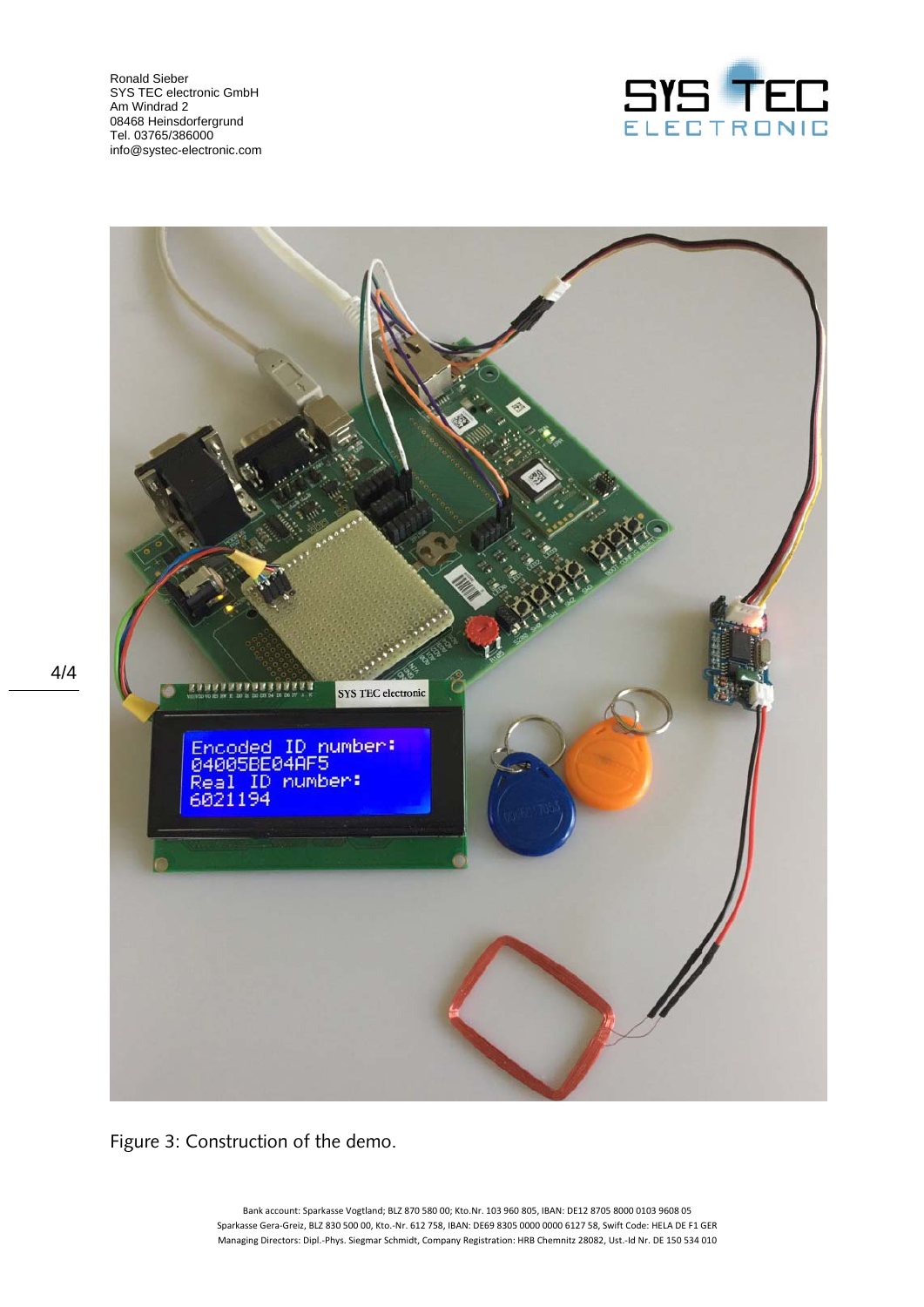Ronald Sieber
SYS TEC electronic GmbH
Am Windrad 2
08468 Heinsdorfergrund
Tel. 03765/386000
info@systec-electronic.com

Figure 3: Construction of the demo.

Bank account: Sparkasse Vogtland; BLZ 870 580 00; Kto.Nr. 103 960 805, IBAN: DE12 8705 8000 0103 9608 05
Sparkasse Gera-Greiz, BLZ 830 500 00, Kto.-Nr. 612 758, IBAN: DE69 8305 0000 0000 6127 58, Swift Code: HELA DE F1 GER
Managing Directors: Dipl.-Phys. Siegmar Schmidt, Company Registration: HRB Chemnitz 28082, Ust.-Id Nr. DE 150 534 010